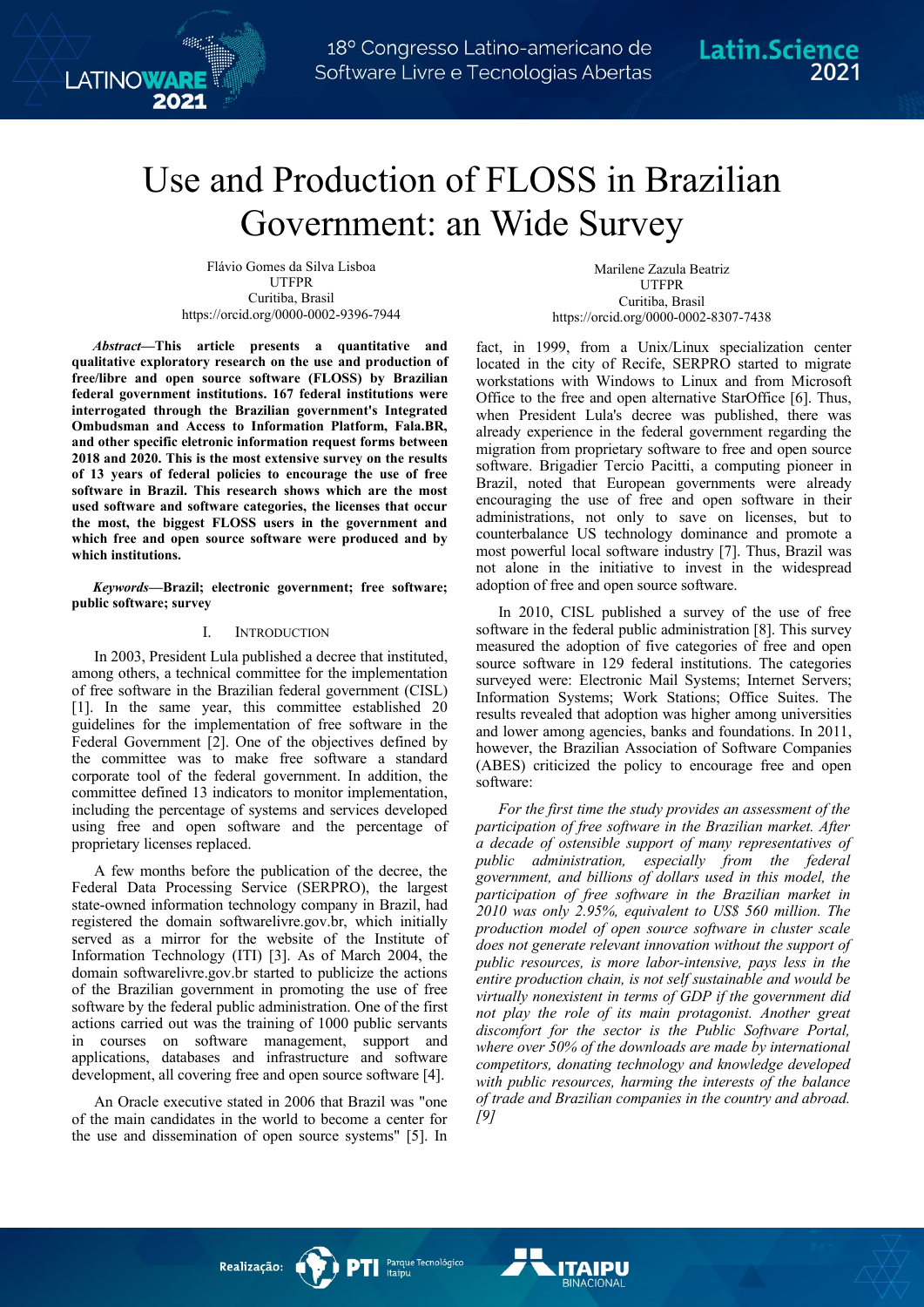# Use and Production of FLOSS in Brazilian Government: an Wide Survey

Flávio Gomes da Silva Lisboa
UTFPR
Curitiba, Brasil
https://orcid.org/0000-0002-9396-7944

Marilene Zazula Beatriz
UTFPR
Curitiba, Brasil
https://orcid.org/0000-0002-8307-7438

***Abstract*—This article presents a quantitative and qualitative exploratory research on the use and production of free/libre and open source software (FLOSS) by Brazilian federal government institutions. 167 federal institutions were interrogated through the Brazilian government's Integrated Ombudsman and Access to Information Platform, Fala.BR, and other specific eletronic information request forms between 2018 and 2020. This is the most extensive survey on the results of 13 years of federal policies to encourage the use of free software in Brazil. This research shows which are the most used software and software categories, the licenses that occur the most, the biggest FLOSS users in the government and which free and open source software were produced and by which institutions.**

***Keywords*—Brazil; electronic government; free software; public software; survey**

## I. Introduction

In 2003, President Lula published a decree that instituted, among others, a technical committee for the implementation of free software in the Brazilian federal government (CISL) [1]. In the same year, this committee established 20 guidelines for the implementation of free software in the Federal Government [2]. One of the objectives defined by the committee was to make free software a standard corporate tool of the federal government. In addition, the committee defined 13 indicators to monitor implementation, including the percentage of systems and services developed using free and open software and the percentage of proprietary licenses replaced.

A few months before the publication of the decree, the Federal Data Processing Service (SERPRO), the largest state-owned information technology company in Brazil, had registered the domain softwarelivre.gov.br, which initially served as a mirror for the website of the Institute of Information Technology (ITI) [3]. As of March 2004, the domain softwarelivre.gov.br started to publicize the actions of the Brazilian government in promoting the use of free software by the federal public administration. One of the first actions carried out was the training of 1000 public servants in courses on software management, support and applications, databases and infrastructure and software development, all covering free and open source software [4].

An Oracle executive stated in 2006 that Brazil was "one of the main candidates in the world to become a center for the use and dissemination of open source systems" [5]. In fact, in 1999, from a Unix/Linux specialization center located in the city of Recife, SERPRO started to migrate workstations with Windows to Linux and from Microsoft Office to the free and open alternative StarOffice [6]. Thus, when President Lula's decree was published, there was already experience in the federal government regarding the migration from proprietary software to free and open source software. Brigadier Tercio Pacitti, a computing pioneer in Brazil, noted that European governments were already encouraging the use of free and open software in their administrations, not only to save on licenses, but to counterbalance US technology dominance and promote a most powerful local software industry [7]. Thus, Brazil was not alone in the initiative to invest in the widespread adoption of free and open source software.

In 2010, CISL published a survey of the use of free software in the federal public administration [8]. This survey measured the adoption of five categories of free and open source software in 129 federal institutions. The categories surveyed were: Electronic Mail Systems; Internet Servers; Information Systems; Work Stations; Office Suites. The results revealed that adoption was higher among universities and lower among agencies, banks and foundations. In 2011, however, the Brazilian Association of Software Companies (ABES) criticized the policy to encourage free and open source software:

*For the first time the study provides an assessment of the participation of free software in the Brazilian market. After a decade of ostensible support of many representatives of public administration, especially from the federal government, and billions of dollars used in this model, the participation of free software in the Brazilian market in 2010 was only 2.95%, equivalent to US$ 560 million. The production model of open source software in cluster scale does not generate relevant innovation without the support of public resources, is more labor-intensive, pays less in the entire production chain, is not self sustainable and would be virtually nonexistent in terms of GDP if the government did not play the role of its main protagonist. Another great discomfort for the sector is the Public Software Portal, where over 50% of the downloads are made by international competitors, donating technology and knowledge developed with public resources, harming the interests of the balance of trade and Brazilian companies in the country and abroad. [9]*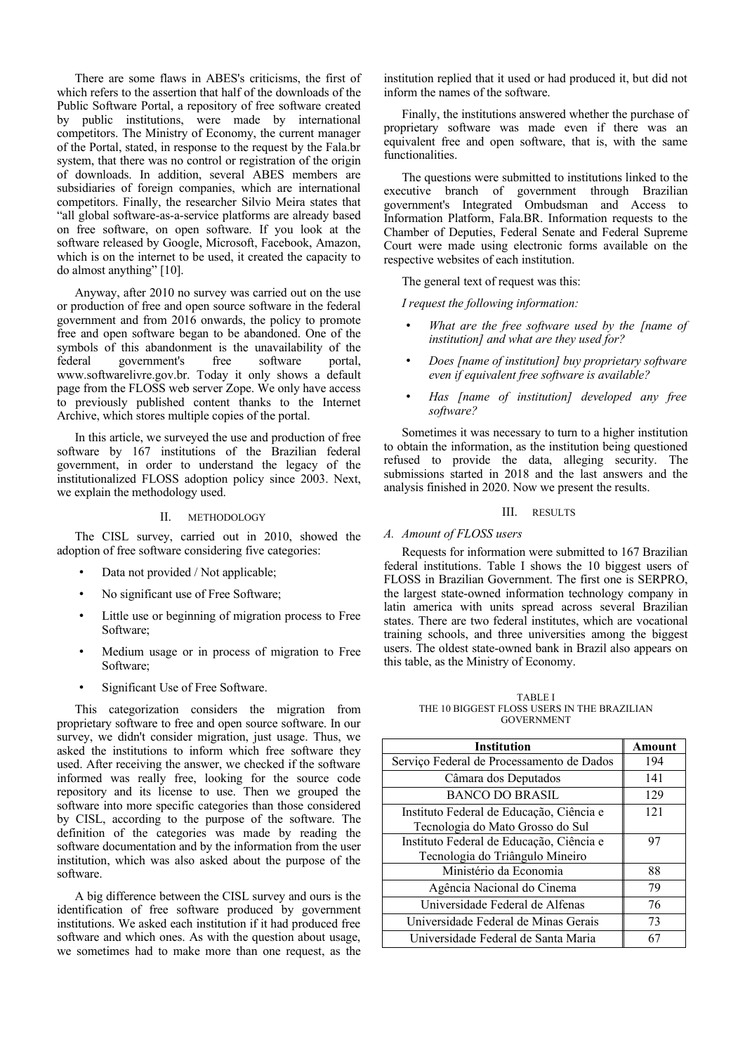There are some flaws in ABES's criticisms, the first of which refers to the assertion that half of the downloads of the Public Software Portal, a repository of free software created by public institutions, were made by international competitors. The Ministry of Economy, the current manager of the Portal, stated, in response to the request by the Fala.br system, that there was no control or registration of the origin of downloads. In addition, several ABES members are subsidiaries of foreign companies, which are international competitors. Finally, the researcher Silvio Meira states that "all global software-as-a-service platforms are already based on free software, on open software. If you look at the software released by Google, Microsoft, Facebook, Amazon, which is on the internet to be used, it created the capacity to do almost anything" [10].

Anyway, after 2010 no survey was carried out on the use or production of free and open source software in the federal government and from 2016 onwards, the policy to promote free and open software began to be abandoned. One of the symbols of this abandonment is the unavailability of the federal government's free software portal, www.softwarelivre.gov.br. Today it only shows a default page from the FLOSS web server Zope. We only have access to previously published content thanks to the Internet Archive, which stores multiple copies of the portal.

In this article, we surveyed the use and production of free software by 167 institutions of the Brazilian federal government, in order to understand the legacy of the institutionalized FLOSS adoption policy since 2003. Next, we explain the methodology used.

## II. Methodology

The CISL survey, carried out in 2010, showed the adoption of free software considering five categories:

- Data not provided / Not applicable;
- No significant use of Free Software;
- Little use or beginning of migration process to Free Software;
- Medium usage or in process of migration to Free Software;
- Significant Use of Free Software.

This categorization considers the migration from proprietary software to free and open source software. In our survey, we didn't consider migration, just usage. Thus, we asked the institutions to inform which free software they used. After receiving the answer, we checked if the software informed was really free, looking for the source code repository and its license to use. Then we grouped the software into more specific categories than those considered by CISL, according to the purpose of the software. The definition of the categories was made by reading the software documentation and by the information from the user institution, which was also asked about the purpose of the software.

A big difference between the CISL survey and ours is the identification of free software produced by government institutions. We asked each institution if it had produced free software and which ones. As with the question about usage, we sometimes had to make more than one request, as the institution replied that it used or had produced it, but did not inform the names of the software.

Finally, the institutions answered whether the purchase of proprietary software was made even if there was an equivalent free and open software, that is, with the same functionalities.

The questions were submitted to institutions linked to the executive branch of government through Brazilian government's Integrated Ombudsman and Access to Information Platform, Fala.BR. Information requests to the Chamber of Deputies, Federal Senate and Federal Supreme Court were made using electronic forms available on the respective websites of each institution.

The general text of request was this:

*I request the following information:*

- *What are the free software used by the [name of institution] and what are they used for?*
- *Does [name of institution] buy proprietary software even if equivalent free software is available?*
- *Has [name of institution] developed any free software?*

Sometimes it was necessary to turn to a higher institution to obtain the information, as the institution being questioned refused to provide the data, alleging security. The submissions started in 2018 and the last answers and the analysis finished in 2020. Now we present the results.

## III. Results

### A. Amount of FLOSS users

Requests for information were submitted to 167 Brazilian federal institutions. Table I shows the 10 biggest users of FLOSS in Brazilian Government. The first one is SERPRO, the largest state-owned information technology company in latin america with units spread across several Brazilian states. There are two federal institutes, which are vocational training schools, and three universities among the biggest users. The oldest state-owned bank in Brazil also appears on this table, as the Ministry of Economy.

TABLE I
THE 10 BIGGEST FLOSS USERS IN THE BRAZILIAN GOVERNMENT

| Institution | Amount |
|---|---|
| Serviço Federal de Processamento de Dados | 194 |
| Câmara dos Deputados | 141 |
| BANCO DO BRASIL | 129 |
| Instituto Federal de Educação, Ciência e Tecnologia do Mato Grosso do Sul | 121 |
| Instituto Federal de Educação, Ciência e Tecnologia do Triângulo Mineiro | 97 |
| Ministério da Economia | 88 |
| Agência Nacional do Cinema | 79 |
| Universidade Federal de Alfenas | 76 |
| Universidade Federal de Minas Gerais | 73 |
| Universidade Federal de Santa Maria | 67 |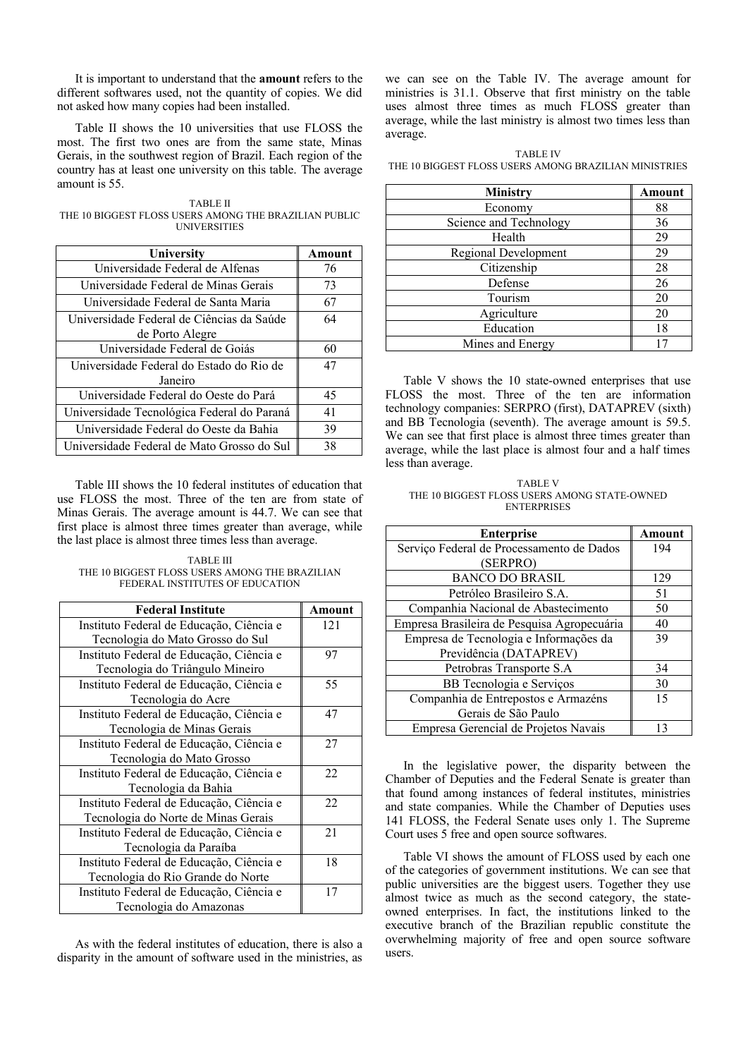It is important to understand that the **amount** refers to the different softwares used, not the quantity of copies. We did not asked how many copies had been installed.

Table II shows the 10 universities that use FLOSS the most. The first two ones are from the same state, Minas Gerais, in the southwest region of Brazil. Each region of the country has at least one university on this table. The average amount is 55.

TABLE II
THE 10 BIGGEST FLOSS USERS AMONG THE BRAZILIAN PUBLIC UNIVERSITIES

| University | Amount |
|---|---|
| Universidade Federal de Alfenas | 76 |
| Universidade Federal de Minas Gerais | 73 |
| Universidade Federal de Santa Maria | 67 |
| Universidade Federal de Ciências da Saúde de Porto Alegre | 64 |
| Universidade Federal de Goiás | 60 |
| Universidade Federal do Estado do Rio de Janeiro | 47 |
| Universidade Federal do Oeste do Pará | 45 |
| Universidade Tecnológica Federal do Paraná | 41 |
| Universidade Federal do Oeste da Bahia | 39 |
| Universidade Federal de Mato Grosso do Sul | 38 |

Table III shows the 10 federal institutes of education that use FLOSS the most. Three of the ten are from state of Minas Gerais. The average amount is 44.7. We can see that first place is almost three times greater than average, while the last place is almost three times less than average.

TABLE III
THE 10 BIGGEST FLOSS USERS AMONG THE BRAZILIAN FEDERAL INSTITUTES OF EDUCATION

| Federal Institute | Amount |
|---|---|
| Instituto Federal de Educação, Ciência e Tecnologia do Mato Grosso do Sul | 121 |
| Instituto Federal de Educação, Ciência e Tecnologia do Triângulo Mineiro | 97 |
| Instituto Federal de Educação, Ciência e Tecnologia do Acre | 55 |
| Instituto Federal de Educação, Ciência e Tecnologia de Minas Gerais | 47 |
| Instituto Federal de Educação, Ciência e Tecnologia do Mato Grosso | 27 |
| Instituto Federal de Educação, Ciência e Tecnologia da Bahia | 22 |
| Instituto Federal de Educação, Ciência e Tecnologia do Norte de Minas Gerais | 22 |
| Instituto Federal de Educação, Ciência e Tecnologia da Paraíba | 21 |
| Instituto Federal de Educação, Ciência e Tecnologia do Rio Grande do Norte | 18 |
| Instituto Federal de Educação, Ciência e Tecnologia do Amazonas | 17 |

As with the federal institutes of education, there is also a disparity in the amount of software used in the ministries, as we can see on the Table IV. The average amount for ministries is 31.1. Observe that first ministry on the table uses almost three times as much FLOSS greater than average, while the last ministry is almost two times less than average.

TABLE IV
THE 10 BIGGEST FLOSS USERS AMONG BRAZILIAN MINISTRIES

| Ministry | Amount |
|---|---|
| Economy | 88 |
| Science and Technology | 36 |
| Health | 29 |
| Regional Development | 29 |
| Citizenship | 28 |
| Defense | 26 |
| Tourism | 20 |
| Agriculture | 20 |
| Education | 18 |
| Mines and Energy | 17 |

Table V shows the 10 state-owned enterprises that use FLOSS the most. Three of the ten are information technology companies: SERPRO (first), DATAPREV (sixth) and BB Tecnologia (seventh). The average amount is 59.5. We can see that first place is almost three times greater than average, while the last place is almost four and a half times less than average.

TABLE V
THE 10 BIGGEST FLOSS USERS AMONG STATE-OWNED ENTERPRISES

| Enterprise | Amount |
|---|---|
| Serviço Federal de Processamento de Dados (SERPRO) | 194 |
| BANCO DO BRASIL | 129 |
| Petróleo Brasileiro S.A. | 51 |
| Companhia Nacional de Abastecimento | 50 |
| Empresa Brasileira de Pesquisa Agropecuária | 40 |
| Empresa de Tecnologia e Informações da Previdência (DATAPREV) | 39 |
| Petrobras Transporte S.A | 34 |
| BB Tecnologia e Serviços | 30 |
| Companhia de Entrepostos e Armazéns Gerais de São Paulo | 15 |
| Empresa Gerencial de Projetos Navais | 13 |

In the legislative power, the disparity between the Chamber of Deputies and the Federal Senate is greater than that found among instances of federal institutes, ministries and state companies. While the Chamber of Deputies uses 141 FLOSS, the Federal Senate uses only 1. The Supreme Court uses 5 free and open source softwares.

Table VI shows the amount of FLOSS used by each one of the categories of government institutions. We can see that public universities are the biggest users. Together they use almost twice as much as the second category, the state-owned enterprises. In fact, the institutions linked to the executive branch of the Brazilian republic constitute the overwhelming majority of free and open source software users.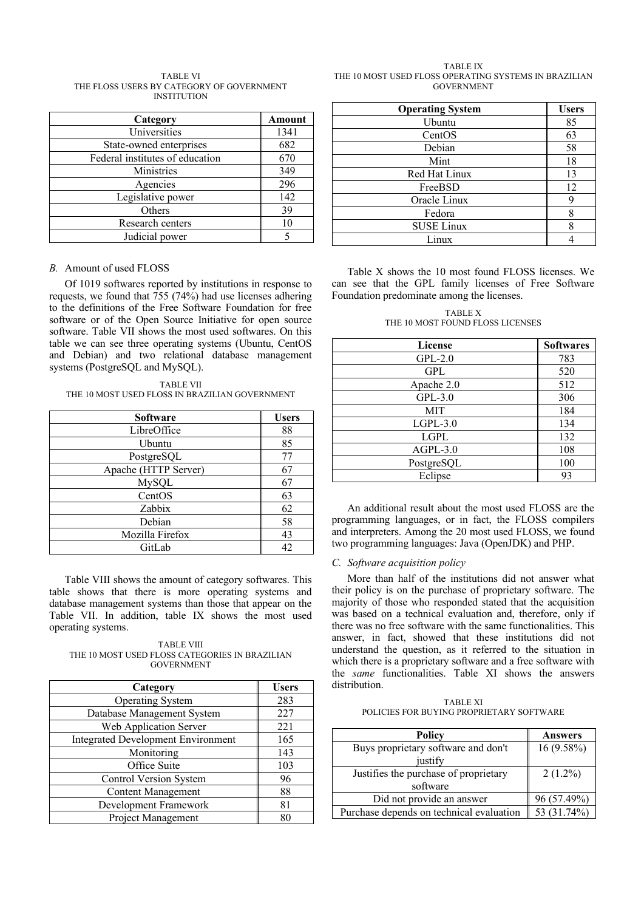TABLE VI
THE FLOSS USERS BY CATEGORY OF GOVERNMENT INSTITUTION

| Category | Amount |
|---|---|
| Universities | 1341 |
| State-owned enterprises | 682 |
| Federal institutes of education | 670 |
| Ministries | 349 |
| Agencies | 296 |
| Legislative power | 142 |
| Others | 39 |
| Research centers | 10 |
| Judicial power | 5 |

### *B.* Amount of used FLOSS

Of 1019 softwares reported by institutions in response to requests, we found that 755 (74%) had use licenses adhering to the definitions of the Free Software Foundation for free software or of the Open Source Initiative for open source software. Table VII shows the most used softwares. On this table we can see three operating systems (Ubuntu, CentOS and Debian) and two relational database management systems (PostgreSQL and MySQL).

TABLE VII
THE 10 MOST USED FLOSS IN BRAZILIAN GOVERNMENT

| Software | Users |
|---|---|
| LibreOffice | 88 |
| Ubuntu | 85 |
| PostgreSQL | 77 |
| Apache (HTTP Server) | 67 |
| MySQL | 67 |
| CentOS | 63 |
| Zabbix | 62 |
| Debian | 58 |
| Mozilla Firefox | 43 |
| GitLab | 42 |

Table VIII shows the amount of category softwares. This table shows that there is more operating systems and database management systems than those that appear on the Table VII. In addition, table IX shows the most used operating systems.

TABLE VIII
THE 10 MOST USED FLOSS CATEGORIES IN BRAZILIAN GOVERNMENT

| Category | Users |
|---|---|
| Operating System | 283 |
| Database Management System | 227 |
| Web Application Server | 221 |
| Integrated Development Environment | 165 |
| Monitoring | 143 |
| Office Suite | 103 |
| Control Version System | 96 |
| Content Management | 88 |
| Development Framework | 81 |
| Project Management | 80 |

TABLE IX
THE 10 MOST USED FLOSS OPERATING SYSTEMS IN BRAZILIAN GOVERNMENT

| Operating System | Users |
|---|---|
| Ubuntu | 85 |
| CentOS | 63 |
| Debian | 58 |
| Mint | 18 |
| Red Hat Linux | 13 |
| FreeBSD | 12 |
| Oracle Linux | 9 |
| Fedora | 8 |
| SUSE Linux | 8 |
| Linux | 4 |

Table X shows the 10 most found FLOSS licenses. We can see that the GPL family licenses of Free Software Foundation predominate among the licenses.

TABLE X
THE 10 MOST FOUND FLOSS LICENSES

| License | Softwares |
|---|---|
| GPL-2.0 | 783 |
| GPL | 520 |
| Apache 2.0 | 512 |
| GPL-3.0 | 306 |
| MIT | 184 |
| LGPL-3.0 | 134 |
| LGPL | 132 |
| AGPL-3.0 | 108 |
| PostgreSQL | 100 |
| Eclipse | 93 |

An additional result about the most used FLOSS are the programming languages, or in fact, the FLOSS compilers and interpreters. Among the 20 most used FLOSS, we found two programming languages: Java (OpenJDK) and PHP.

### *C. Software acquisition policy*

More than half of the institutions did not answer what their policy is on the purchase of proprietary software. The majority of those who responded stated that the acquisition was based on a technical evaluation and, therefore, only if there was no free software with the same functionalities. This answer, in fact, showed that these institutions did not understand the question, as it referred to the situation in which there is a proprietary software and a free software with the *same* functionalities. Table XI shows the answers distribution.

TABLE XI
POLICIES FOR BUYING PROPRIETARY SOFTWARE

| Policy | Answers |
|---|---|
| Buys proprietary software and don't justify | 16 (9.58%) |
| Justifies the purchase of proprietary software | 2 (1.2%) |
| Did not provide an answer | 96 (57.49%) |
| Purchase depends on technical evaluation | 53 (31.74%) |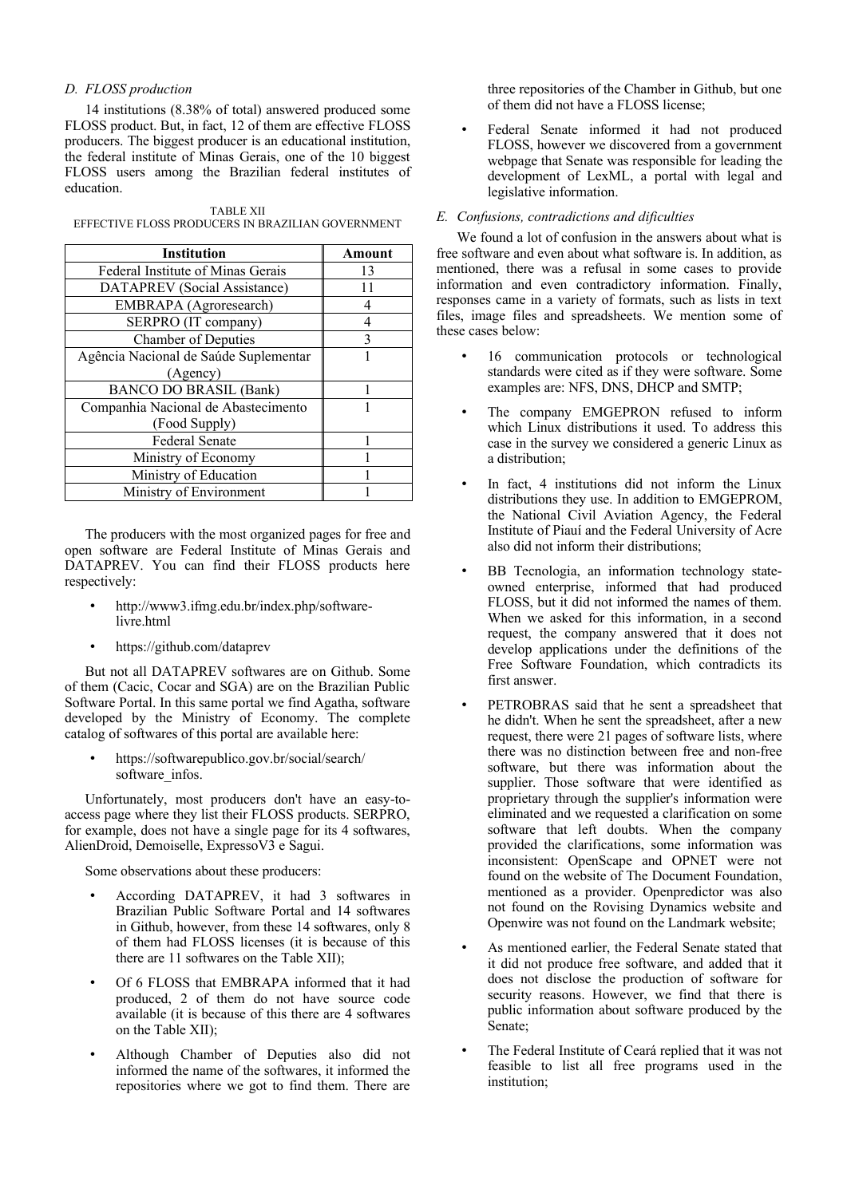### D. FLOSS production

14 institutions (8.38% of total) answered produced some FLOSS product. But, in fact, 12 of them are effective FLOSS producers. The biggest producer is an educational institution, the federal institute of Minas Gerais, one of the 10 biggest FLOSS users among the Brazilian federal institutes of education.

TABLE XII
EFFECTIVE FLOSS PRODUCERS IN BRAZILIAN GOVERNMENT

| Institution | Amount |
|---|---|
| Federal Institute of Minas Gerais | 13 |
| DATAPREV (Social Assistance) | 11 |
| EMBRAPA (Agroresearch) | 4 |
| SERPRO (IT company) | 4 |
| Chamber of Deputies | 3 |
| Agência Nacional de Saúde Suplementar (Agency) | 1 |
| BANCO DO BRASIL (Bank) | 1 |
| Companhia Nacional de Abastecimento (Food Supply) | 1 |
| Federal Senate | 1 |
| Ministry of Economy | 1 |
| Ministry of Education | 1 |
| Ministry of Environment | 1 |

The producers with the most organized pages for free and open software are Federal Institute of Minas Gerais and DATAPREV. You can find their FLOSS products here respectively:

- http://www3.ifmg.edu.br/index.php/software-livre.html
- https://github.com/dataprev

But not all DATAPREV softwares are on Github. Some of them (Cacic, Cocar and SGA) are on the Brazilian Public Software Portal. In this same portal we find Agatha, software developed by the Ministry of Economy. The complete catalog of softwares of this portal are available here:

- https://softwarepublico.gov.br/social/search/software_infos.

Unfortunately, most producers don't have an easy-to-access page where they list their FLOSS products. SERPRO, for example, does not have a single page for its 4 softwares, AlienDroid, Demoiselle, ExpressoV3 e Sagui.

Some observations about these producers:

- According DATAPREV, it had 3 softwares in Brazilian Public Software Portal and 14 softwares in Github, however, from these 14 softwares, only 8 of them had FLOSS licenses (it is because of this there are 11 softwares on the Table XII);
- Of 6 FLOSS that EMBRAPA informed that it had produced, 2 of them do not have source code available (it is because of this there are 4 softwares on the Table XII);
- Although Chamber of Deputies also did not informed the name of the softwares, it informed the repositories where we got to find them. There are three repositories of the Chamber in Github, but one of them did not have a FLOSS license;
- Federal Senate informed it had not produced FLOSS, however we discovered from a government webpage that Senate was responsible for leading the development of LexML, a portal with legal and legislative information.

### E. Confusions, contradictions and dificulties

We found a lot of confusion in the answers about what is free software and even about what software is. In addition, as mentioned, there was a refusal in some cases to provide information and even contradictory information. Finally, responses came in a variety of formats, such as lists in text files, image files and spreadsheets. We mention some of these cases below:

- 16 communication protocols or technological standards were cited as if they were software. Some examples are: NFS, DNS, DHCP and SMTP;
- The company EMGEPRON refused to inform which Linux distributions it used. To address this case in the survey we considered a generic Linux as a distribution;
- In fact, 4 institutions did not inform the Linux distributions they use. In addition to EMGEPROM, the National Civil Aviation Agency, the Federal Institute of Piauí and the Federal University of Acre also did not inform their distributions;
- BB Tecnologia, an information technology state-owned enterprise, informed that had produced FLOSS, but it did not informed the names of them. When we asked for this information, in a second request, the company answered that it does not develop applications under the definitions of the Free Software Foundation, which contradicts its first answer.
- PETROBRAS said that he sent a spreadsheet that he didn't. When he sent the spreadsheet, after a new request, there were 21 pages of software lists, where there was no distinction between free and non-free software, but there was information about the supplier. Those software that were identified as proprietary through the supplier's information were eliminated and we requested a clarification on some software that left doubts. When the company provided the clarifications, some information was inconsistent: OpenScape and OPNET were not found on the website of The Document Foundation, mentioned as a provider. Openpredictor was also not found on the Rovising Dynamics website and Openwire was not found on the Landmark website;
- As mentioned earlier, the Federal Senate stated that it did not produce free software, and added that it does not disclose the production of software for security reasons. However, we find that there is public information about software produced by the Senate;
- The Federal Institute of Ceará replied that it was not feasible to list all free programs used in the institution;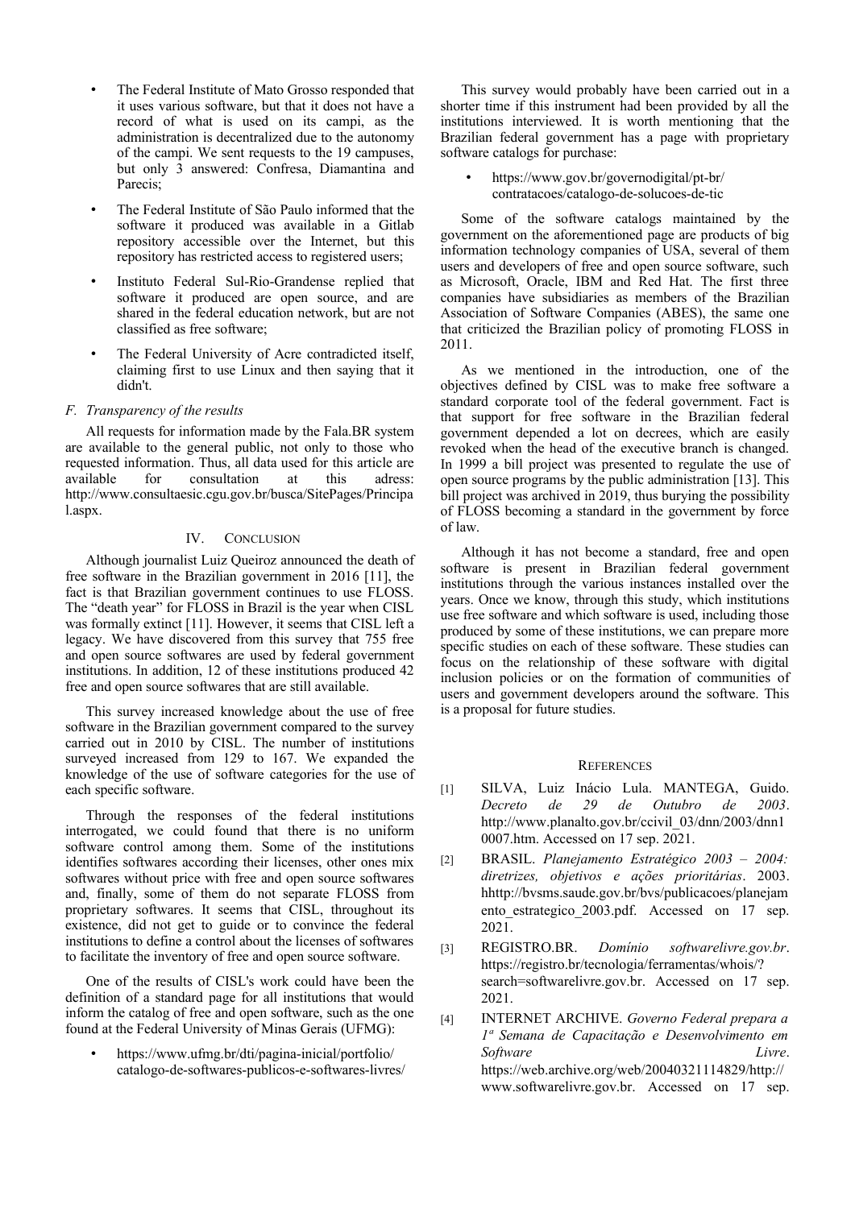- The Federal Institute of Mato Grosso responded that it uses various software, but that it does not have a record of what is used on its campi, as the administration is decentralized due to the autonomy of the campi. We sent requests to the 19 campuses, but only 3 answered: Confresa, Diamantina and Parecis;
- The Federal Institute of São Paulo informed that the software it produced was available in a Gitlab repository accessible over the Internet, but this repository has restricted access to registered users;
- Instituto Federal Sul-Rio-Grandense replied that software it produced are open source, and are shared in the federal education network, but are not classified as free software;
- The Federal University of Acre contradicted itself, claiming first to use Linux and then saying that it didn't.

### *F. Transparency of the results*

All requests for information made by the Fala.BR system are available to the general public, not only to those who requested information. Thus, all data used for this article are available for consultation at this adress: http://www.consultaesic.cgu.gov.br/busca/SitePages/Principal.aspx.

## IV. Conclusion

Although journalist Luiz Queiroz announced the death of free software in the Brazilian government in 2016 [11], the fact is that Brazilian government continues to use FLOSS. The "death year" for FLOSS in Brazil is the year when CISL was formally extinct [11]. However, it seems that CISL left a legacy. We have discovered from this survey that 755 free and open source softwares are used by federal government institutions. In addition, 12 of these institutions produced 42 free and open source softwares that are still available.

This survey increased knowledge about the use of free software in the Brazilian government compared to the survey carried out in 2010 by CISL. The number of institutions surveyed increased from 129 to 167. We expanded the knowledge of the use of software categories for the use of each specific software.

Through the responses of the federal institutions interrogated, we could found that there is no uniform software control among them. Some of the institutions identifies softwares according their licenses, other ones mix softwares without price with free and open source softwares and, finally, some of them do not separate FLOSS from proprietary softwares. It seems that CISL, throughout its existence, did not get to guide or to convince the federal institutions to define a control about the licenses of softwares to facilitate the inventory of free and open source software.

One of the results of CISL's work could have been the definition of a standard page for all institutions that would inform the catalog of free and open software, such as the one found at the Federal University of Minas Gerais (UFMG):

- https://www.ufmg.br/dti/pagina-inicial/portfolio/catalogo-de-softwares-publicos-e-softwares-livres/

This survey would probably have been carried out in a shorter time if this instrument had been provided by all the institutions interviewed. It is worth mentioning that the Brazilian federal government has a page with proprietary software catalogs for purchase:

- https://www.gov.br/governodigital/pt-br/contratacoes/catalogo-de-solucoes-de-tic

Some of the software catalogs maintained by the government on the aforementioned page are products of big information technology companies of USA, several of them users and developers of free and open source software, such as Microsoft, Oracle, IBM and Red Hat. The first three companies have subsidiaries as members of the Brazilian Association of Software Companies (ABES), the same one that criticized the Brazilian policy of promoting FLOSS in 2011.

As we mentioned in the introduction, one of the objectives defined by CISL was to make free software a standard corporate tool of the federal government. Fact is that support for free software in the Brazilian federal government depended a lot on decrees, which are easily revoked when the head of the executive branch is changed. In 1999 a bill project was presented to regulate the use of open source programs by the public administration [13]. This bill project was archived in 2019, thus burying the possibility of FLOSS becoming a standard in the government by force of law.

Although it has not become a standard, free and open software is present in Brazilian federal government institutions through the various instances installed over the years. Once we know, through this study, which institutions use free software and which software is used, including those produced by some of these institutions, we can prepare more specific studies on each of these software. These studies can focus on the relationship of these software with digital inclusion policies or on the formation of communities of users and government developers around the software. This is a proposal for future studies.

## References

[1] SILVA, Luiz Inácio Lula. MANTEGA, Guido. *Decreto de 29 de Outubro de 2003*. http://www.planalto.gov.br/ccivil_03/dnn/2003/dnn10007.htm. Accessed on 17 sep. 2021.

[2] BRASIL. *Planejamento Estratégico 2003 – 2004: diretrizes, objetivos e ações prioritárias*. 2003. hhttp://bvsms.saude.gov.br/bvs/publicacoes/planejamento_estrategico_2003.pdf. Accessed on 17 sep. 2021.

[3] REGISTRO.BR. *Domínio softwarelivre.gov.br*. https://registro.br/tecnologia/ferramentas/whois/?search=softwarelivre.gov.br. Accessed on 17 sep. 2021.

[4] INTERNET ARCHIVE. *Governo Federal prepara a 1ª Semana de Capacitação e Desenvolvimento em Software Livre*. https://web.archive.org/web/20040321114829/http://www.softwarelivre.gov.br. Accessed on 17 sep.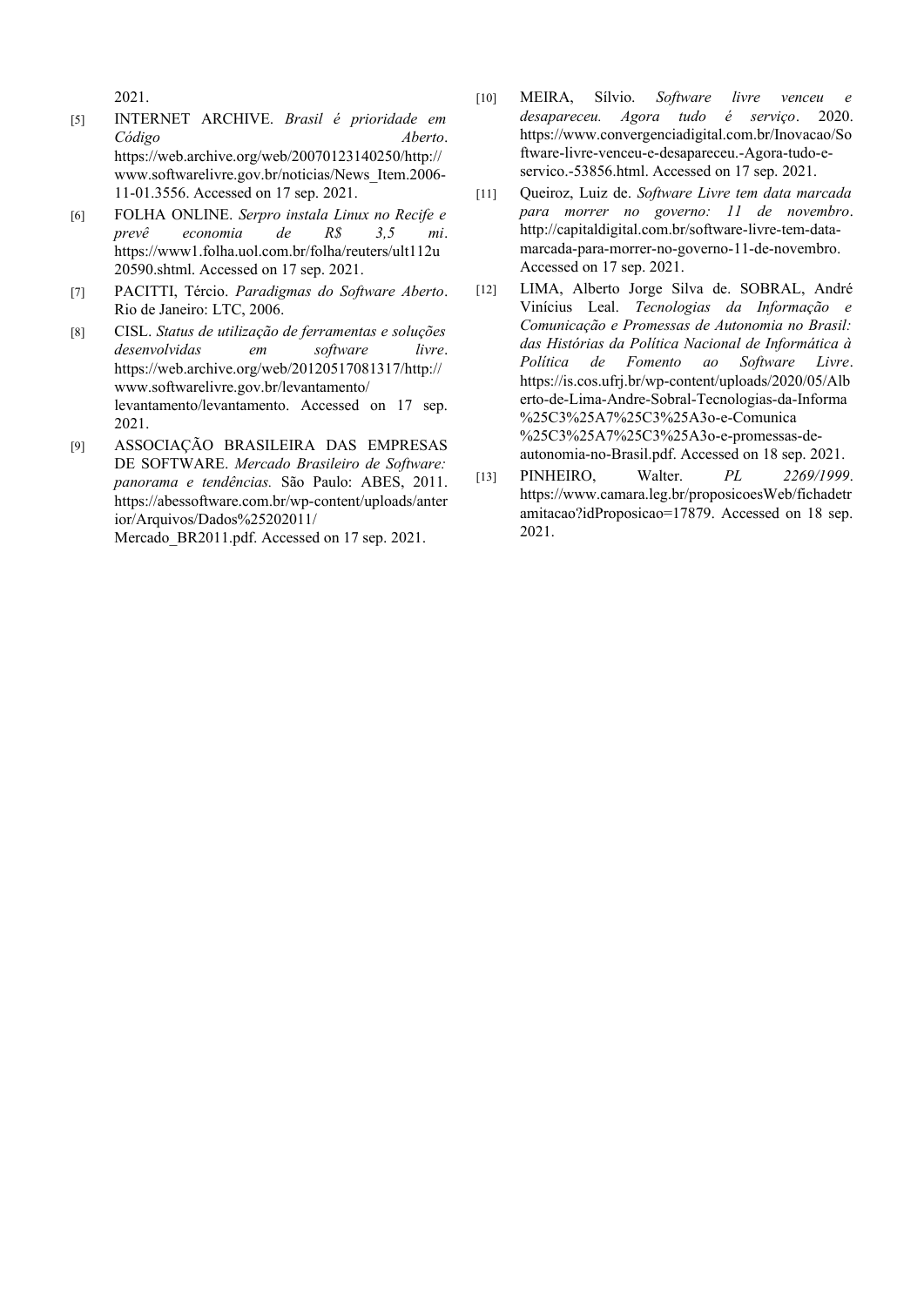2021.

[5] INTERNET ARCHIVE. *Brasil é prioridade em Código Aberto*. https://web.archive.org/web/20070123140250/http://www.softwarelivre.gov.br/noticias/News_Item.2006-11-01.3556. Accessed on 17 sep. 2021.

[6] FOLHA ONLINE. *Serpro instala Linux no Recife e prevê economia de R$ 3,5 mi*. https://www1.folha.uol.com.br/folha/reuters/ult112u20590.shtml. Accessed on 17 sep. 2021.

[7] PACITTI, Tércio. *Paradigmas do Software Aberto*. Rio de Janeiro: LTC, 2006.

[8] CISL. *Status de utilização de ferramentas e soluções desenvolvidas em software livre*. https://web.archive.org/web/20120517081317/http://www.softwarelivre.gov.br/levantamento/levantamento/levantamento. Accessed on 17 sep. 2021.

[9] ASSOCIAÇÃO BRASILEIRA DAS EMPRESAS DE SOFTWARE. *Mercado Brasileiro de Software: panorama e tendências.* São Paulo: ABES, 2011. https://abessoftware.com.br/wp-content/uploads/anterior/Arquivos/Dados%25202011/Mercado_BR2011.pdf. Accessed on 17 sep. 2021.

[10] MEIRA, Sílvio. *Software livre venceu e desapareceu. Agora tudo é serviço*. 2020. https://www.convergenciadigital.com.br/Inovacao/Software-livre-venceu-e-desapareceu.-Agora-tudo-e-servico.-53856.html. Accessed on 17 sep. 2021.

[11] Queiroz, Luiz de. *Software Livre tem data marcada para morrer no governo: 11 de novembro*. http://capitaldigital.com.br/software-livre-tem-data-marcada-para-morrer-no-governo-11-de-novembro. Accessed on 17 sep. 2021.

[12] LIMA, Alberto Jorge Silva de. SOBRAL, André Vinícius Leal. *Tecnologias da Informação e Comunicação e Promessas de Autonomia no Brasil: das Histórias da Política Nacional de Informática à Política de Fomento ao Software Livre*. https://is.cos.ufrj.br/wp-content/uploads/2020/05/Alberto-de-Lima-Andre-Sobral-Tecnologias-da-Informa%25C3%25A7%25C3%25A3o-e-Comunica%25C3%25A7%25C3%25A3o-e-promessas-de-autonomia-no-Brasil.pdf. Accessed on 18 sep. 2021.

[13] PINHEIRO, Walter. *PL 2269/1999*. https://www.camara.leg.br/proposicoesWeb/fichadetramitacao?idProposicao=17879. Accessed on 18 sep. 2021.